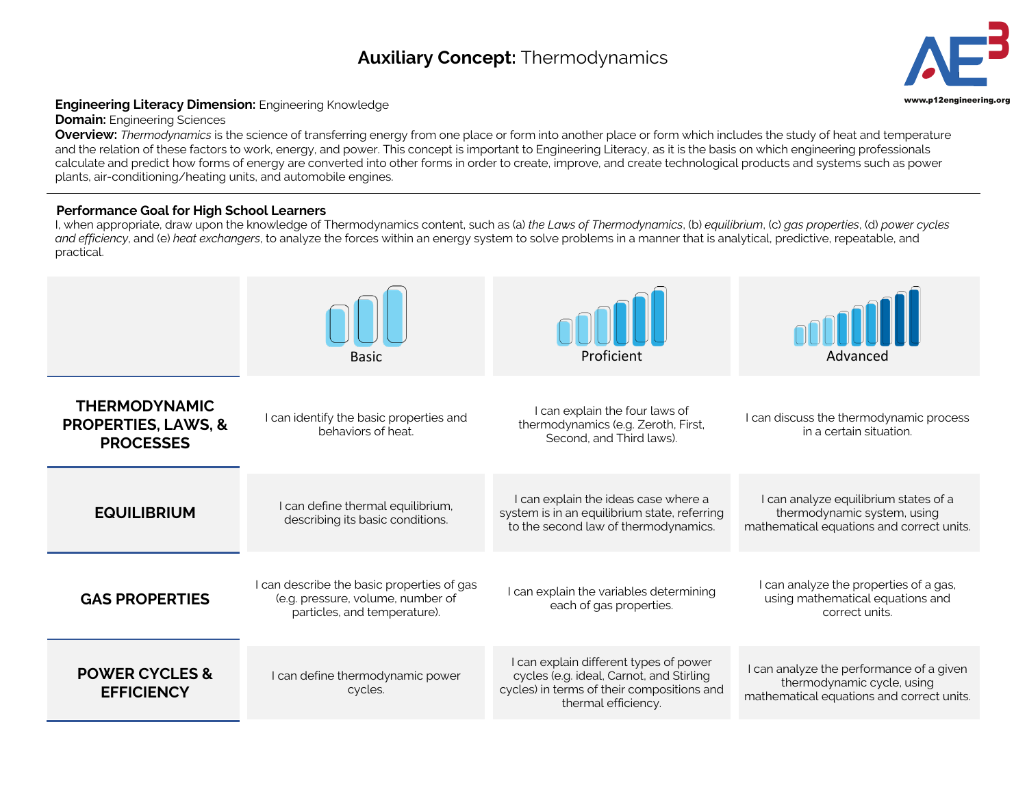# **Auxiliary Concept:** Thermodynamics

**Engineering Literacy Dimension:** Engineering Knowledge
**Domain:** Engineering Sciences
**Overview:** *Thermodynamics* is the science of transferring energy from one place or form into another place or form which includes the study of heat and temperature and the relation of these factors to work, energy, and power. This concept is important to Engineering Literacy, as it is the basis on which engineering professionals calculate and predict how forms of energy are converted into other forms in order to create, improve, and create technological products and systems such as power plants, air-conditioning/heating units, and automobile engines.

## Performance Goal for High School Learners

I, when appropriate, draw upon the knowledge of Thermodynamics content, such as (a) *the Laws of Thermodynamics*, (b) *equilibrium*, (c) *gas properties*, (d) *power cycles and efficiency*, and (e) *heat exchangers*, to analyze the forces within an energy system to solve problems in a manner that is analytical, predictive, repeatable, and practical.

| | Basic | Proficient | Advanced |
|---|---|---|---|
| **THERMODYNAMIC PROPERTIES, LAWS, & PROCESSES** | I can identify the basic properties and behaviors of heat. | I can explain the four laws of thermodynamics (e.g. Zeroth, First, Second, and Third laws). | I can discuss the thermodynamic process in a certain situation. |
| **EQUILIBRIUM** | I can define thermal equilibrium, describing its basic conditions. | I can explain the ideas case where a system is in an equilibrium state, referring to the second law of thermodynamics. | I can analyze equilibrium states of a thermodynamic system, using mathematical equations and correct units. |
| **GAS PROPERTIES** | I can describe the basic properties of gas (e.g. pressure, volume, number of particles, and temperature). | I can explain the variables determining each of gas properties. | I can analyze the properties of a gas, using mathematical equations and correct units. |
| **POWER CYCLES & EFFICIENCY** | I can define thermodynamic power cycles. | I can explain different types of power cycles (e.g. ideal, Carnot, and Stirling cycles) in terms of their compositions and thermal efficiency. | I can analyze the performance of a given thermodynamic cycle, using mathematical equations and correct units. |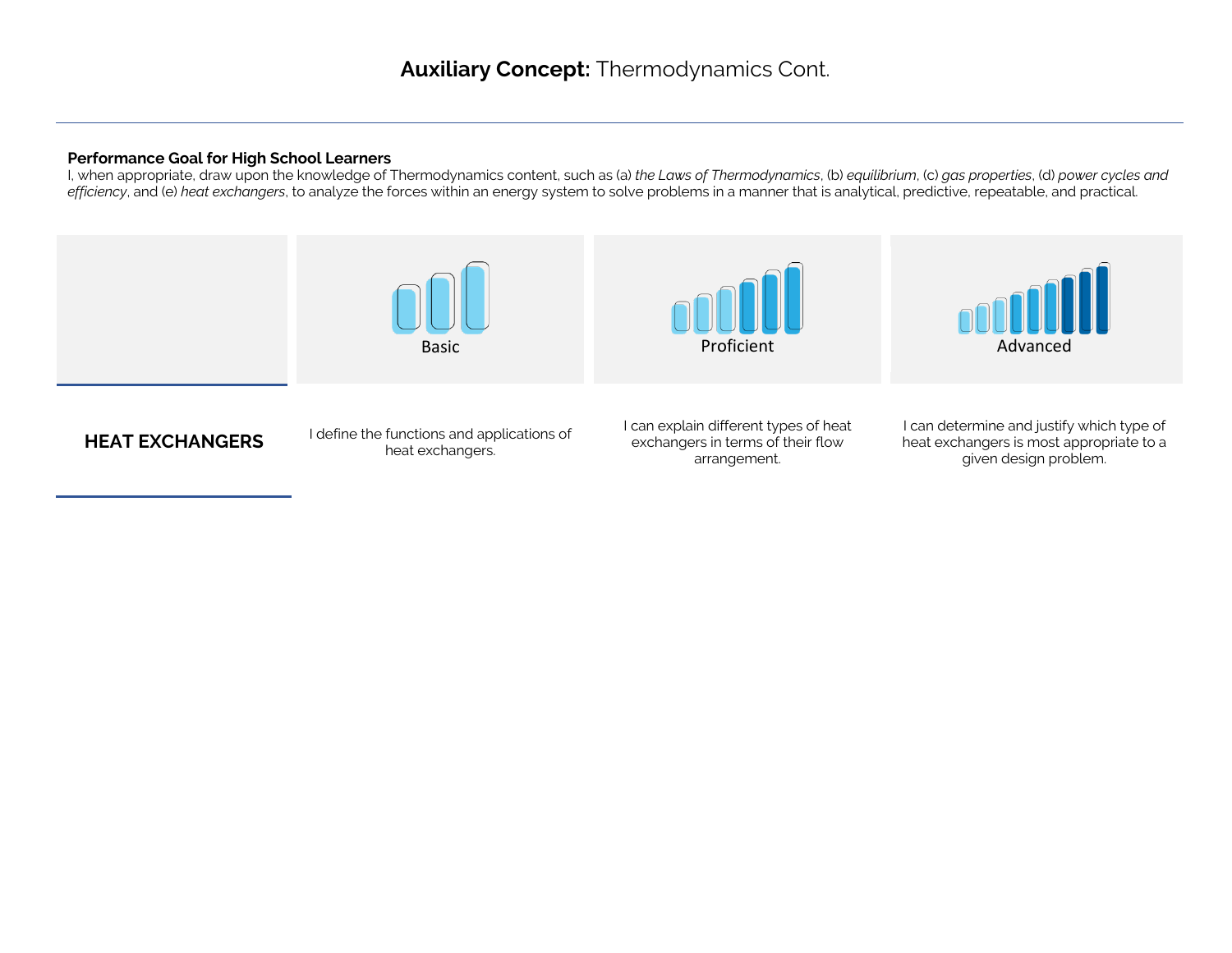# **Auxiliary Concept:** Thermodynamics Cont.

**Performance Goal for High School Learners**

I, when appropriate, draw upon the knowledge of Thermodynamics content, such as (a) *the Laws of Thermodynamics*, (b) *equilibrium*, (c) *gas properties*, (d) *power cycles and efficiency*, and (e) *heat exchangers*, to analyze the forces within an energy system to solve problems in a manner that is analytical, predictive, repeatable, and practical.

| | Basic | Proficient | Advanced |
|---|---|---|---|
| **HEAT EXCHANGERS** | I define the functions and applications of heat exchangers. | I can explain different types of heat exchangers in terms of their flow arrangement. | I can determine and justify which type of heat exchangers is most appropriate to a given design problem. |